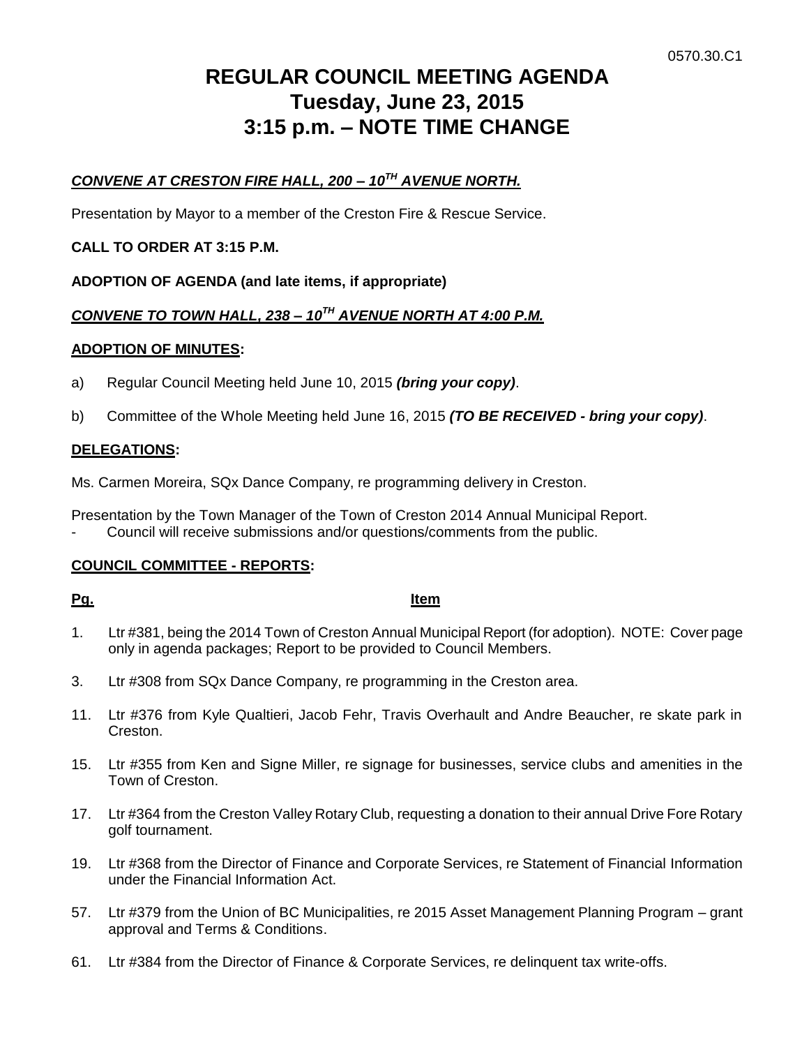0570.30.C1

# REGULAR COUNCIL MEETING AGENDA
# Tuesday, June 23, 2015
# 3:15 p.m. – NOTE TIME CHANGE

***CONVENE AT CRESTON FIRE HALL, 200 – 10TH AVENUE NORTH.***

Presentation by Mayor to a member of the Creston Fire & Rescue Service.

**CALL TO ORDER AT 3:15 P.M.**

**ADOPTION OF AGENDA (and late items, if appropriate)**

***CONVENE TO TOWN HALL, 238 – 10TH AVENUE NORTH AT 4:00 P.M.***

**ADOPTION OF MINUTES:**

a) Regular Council Meeting held June 10, 2015 ***(bring your copy)***.

b) Committee of the Whole Meeting held June 16, 2015 ***(TO BE RECEIVED - bring your copy)***.

**DELEGATIONS:**

Ms. Carmen Moreira, SQx Dance Company, re programming delivery in Creston.

Presentation by the Town Manager of the Town of Creston 2014 Annual Municipal Report.

- Council will receive submissions and/or questions/comments from the public.

**COUNCIL COMMITTEE - REPORTS:**

| Pg. | Item |
|---|---|
| 1. | Ltr #381, being the 2014 Town of Creston Annual Municipal Report (for adoption). NOTE: Cover page only in agenda packages; Report to be provided to Council Members. |
| 3. | Ltr #308 from SQx Dance Company, re programming in the Creston area. |
| 11. | Ltr #376 from Kyle Qualtieri, Jacob Fehr, Travis Overhault and Andre Beaucher, re skate park in Creston. |
| 15. | Ltr #355 from Ken and Signe Miller, re signage for businesses, service clubs and amenities in the Town of Creston. |
| 17. | Ltr #364 from the Creston Valley Rotary Club, requesting a donation to their annual Drive Fore Rotary golf tournament. |
| 19. | Ltr #368 from the Director of Finance and Corporate Services, re Statement of Financial Information under the Financial Information Act. |
| 57. | Ltr #379 from the Union of BC Municipalities, re 2015 Asset Management Planning Program – grant approval and Terms & Conditions. |
| 61. | Ltr #384 from the Director of Finance & Corporate Services, re delinquent tax write-offs. |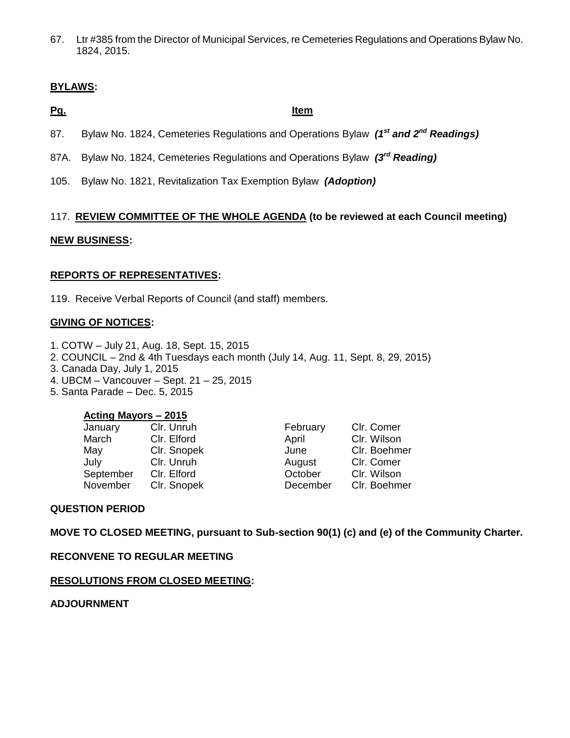67. Ltr #385 from the Director of Municipal Services, re Cemeteries Regulations and Operations Bylaw No. 1824, 2015.

**BYLAWS:**

| **Pg.** | **Item** |
|---|---|
| 87. | Bylaw No. 1824, Cemeteries Regulations and Operations Bylaw ***(1st and 2nd Readings)*** |
| 87A. | Bylaw No. 1824, Cemeteries Regulations and Operations Bylaw ***(3rd Reading)*** |
| 105. | Bylaw No. 1821, Revitalization Tax Exemption Bylaw ***(Adoption)*** |

117. **REVIEW COMMITTEE OF THE WHOLE AGENDA (to be reviewed at each Council meeting)**

**NEW BUSINESS:**

**REPORTS OF REPRESENTATIVES:**

119. Receive Verbal Reports of Council (and staff) members.

**GIVING OF NOTICES:**

1. COTW – July 21, Aug. 18, Sept. 15, 2015
2. COUNCIL – 2nd & 4th Tuesdays each month (July 14, Aug. 11, Sept. 8, 29, 2015)
3. Canada Day, July 1, 2015
4. UBCM – Vancouver – Sept. 21 – 25, 2015
5. Santa Parade – Dec. 5, 2015

**Acting Mayors – 2015**

| | | | |
|---|---|---|---|
| January | Clr. Unruh | February | Clr. Comer |
| March | Clr. Elford | April | Clr. Wilson |
| May | Clr. Snopek | June | Clr. Boehmer |
| July | Clr. Unruh | August | Clr. Comer |
| September | Clr. Elford | October | Clr. Wilson |
| November | Clr. Snopek | December | Clr. Boehmer |

**QUESTION PERIOD**

**MOVE TO CLOSED MEETING, pursuant to Sub-section 90(1) (c) and (e) of the Community Charter.**

**RECONVENE TO REGULAR MEETING**

**RESOLUTIONS FROM CLOSED MEETING:**

**ADJOURNMENT**